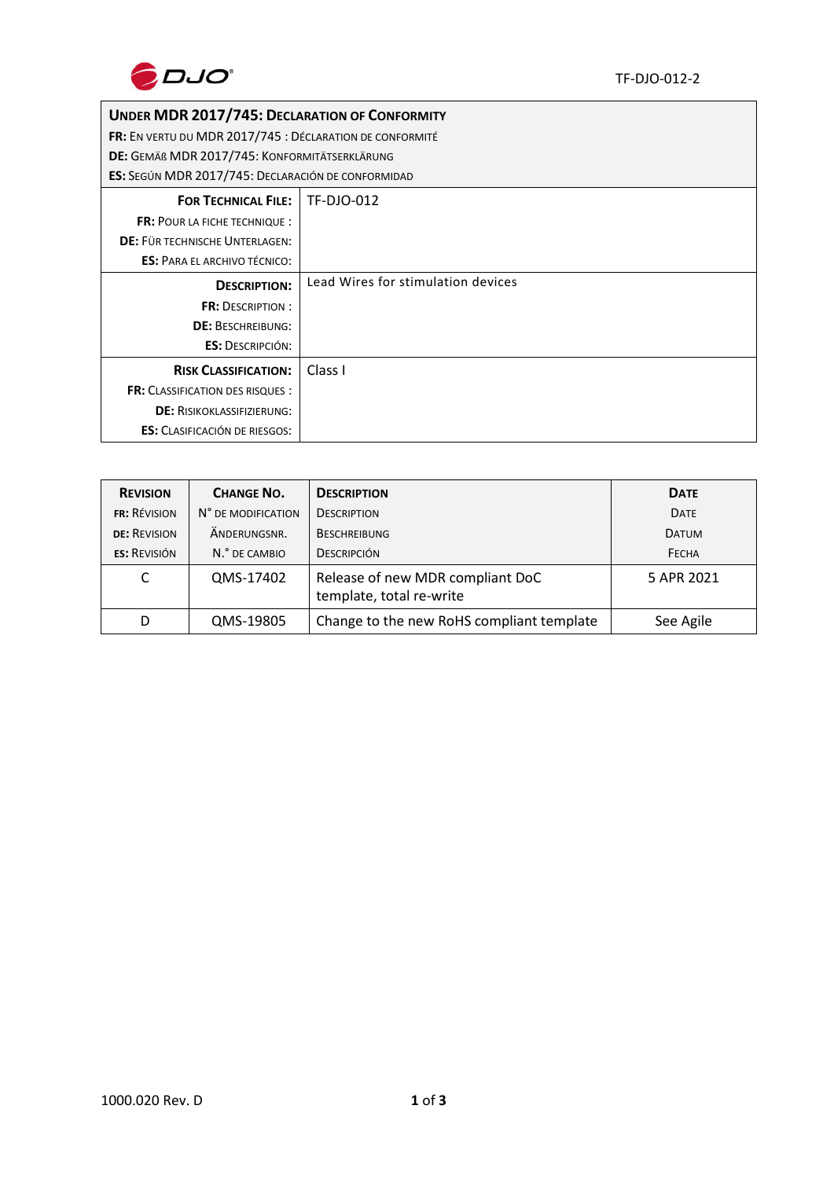| **Under MDR 2017/745: Declaration of Conformity**<br>**FR:** En vertu du MDR 2017/745 : Déclaration de conformité<br>**DE:** Gemäß MDR 2017/745: Konformitätserklärung<br>**ES:** Según MDR 2017/745: Declaración de conformidad | |
|---|---|
| **For Technical File:**<br>**FR:** Pour la fiche technique :<br>**DE:** Für technische Unterlagen:<br>**ES:** Para el archivo técnico: | TF-DJO-012 |
| **Description:**<br>**FR:** Description :<br>**DE:** Beschreibung:<br>**ES:** Descripción: | Lead Wires for stimulation devices |
| **Risk Classification:**<br>**FR:** Classification des risques :<br>**DE:** Risikoklassifizierung:<br>**ES:** Clasificación de riesgos: | Class I |

| **Revision**<br>**FR:** Révision<br>**DE:** Revision<br>**ES:** Revisión | **Change No.**<br>N° de modification<br>Änderungsnr.<br>N.° de cambio | **Description**<br>Description<br>Beschreibung<br>Descripción | **Date**<br>Date<br>Datum<br>Fecha |
|---|---|---|---|
| C | QMS-17402 | Release of new MDR compliant DoC template, total re-write | 5 APR 2021 |
| D | QMS-19805 | Change to the new RoHS compliant template | See Agile |

1000.020 Rev. D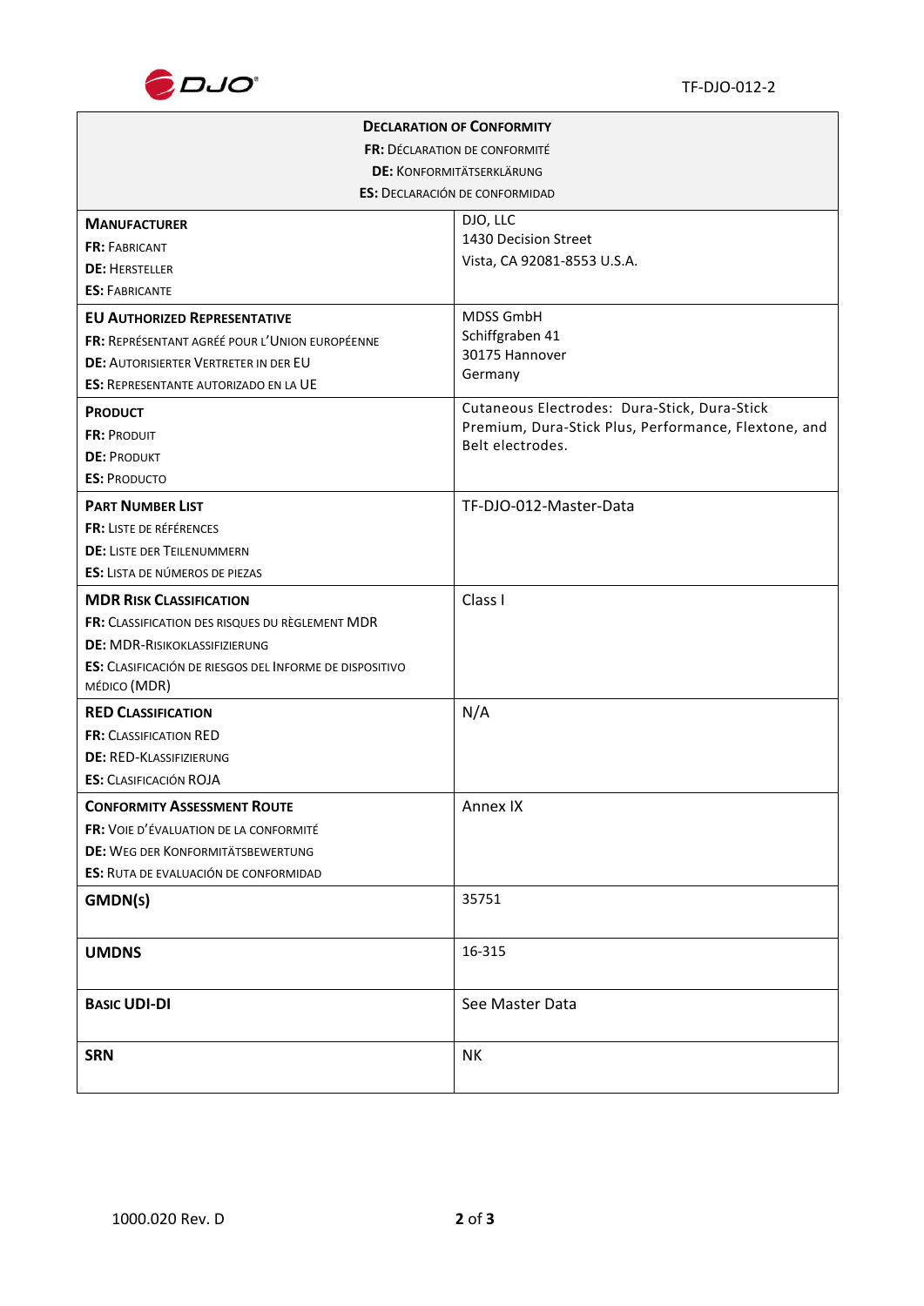| **DECLARATION OF CONFORMITY**<br>**FR:** DÉCLARATION DE CONFORMITÉ<br>**DE:** KONFORMITÄTSERKLÄRUNG<br>**ES:** DECLARACIÓN DE CONFORMIDAD | |
|---|---|
| **MANUFACTURER**<br>**FR:** FABRICANT<br>**DE:** HERSTELLER<br>**ES:** FABRICANTE | DJO, LLC<br>1430 Decision Street<br>Vista, CA 92081-8553 U.S.A. |
| **EU AUTHORIZED REPRESENTATIVE**<br>**FR:** REPRÉSENTANT AGRÉÉ POUR L'UNION EUROPÉENNE<br>**DE:** AUTORISIERTER VERTRETER IN DER EU<br>**ES:** REPRESENTANTE AUTORIZADO EN LA UE | MDSS GmbH<br>Schiffgraben 41<br>30175 Hannover<br>Germany |
| **PRODUCT**<br>**FR:** PRODUIT<br>**DE:** PRODUKT<br>**ES:** PRODUCTO | Cutaneous Electrodes: Dura-Stick, Dura-Stick Premium, Dura-Stick Plus, Performance, Flextone, and Belt electrodes. |
| **PART NUMBER LIST**<br>**FR:** LISTE DE RÉFÉRENCES<br>**DE:** LISTE DER TEILENUMMERN<br>**ES:** LISTA DE NÚMEROS DE PIEZAS | TF-DJO-012-Master-Data |
| **MDR RISK CLASSIFICATION**<br>**FR:** CLASSIFICATION DES RISQUES DU RÈGLEMENT MDR<br>**DE:** MDR-RISIKOKLASSIFIZIERUNG<br>**ES:** CLASIFICACIÓN DE RIESGOS DEL INFORME DE DISPOSITIVO MÉDICO (MDR) | Class I |
| **RED CLASSIFICATION**<br>**FR:** CLASSIFICATION RED<br>**DE:** RED-KLASSIFIZIERUNG<br>**ES:** CLASIFICACIÓN ROJA | N/A |
| **CONFORMITY ASSESSMENT ROUTE**<br>**FR:** VOIE D'ÉVALUATION DE LA CONFORMITÉ<br>**DE:** WEG DER KONFORMITÄTSBEWERTUNG<br>**ES:** RUTA DE EVALUACIÓN DE CONFORMIDAD | Annex IX |
| **GMDN(s)** | 35751 |
| **UMDNS** | 16-315 |
| **BASIC UDI-DI** | See Master Data |
| **SRN** | NK |

1000.020 Rev. D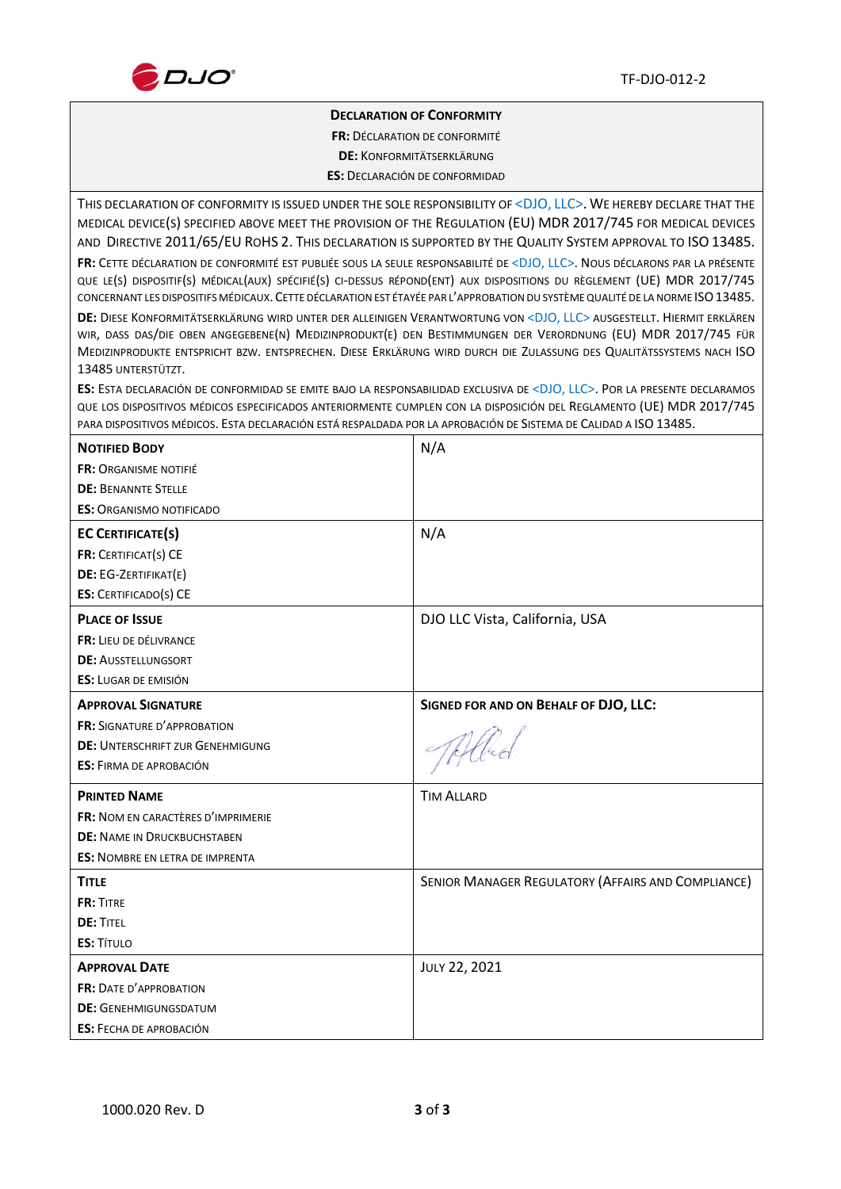## Declaration of Conformity

**FR:** Déclaration de conformité

**DE:** Konformitätserklärung

**ES:** Declaración de conformidad

This declaration of conformity is issued under the sole responsibility of <DJO, LLC>. We hereby declare that the medical device(s) specified above meet the provision of the Regulation (EU) MDR 2017/745 for medical devices and Directive 2011/65/EU RoHS 2. This declaration is supported by the Quality System approval to ISO 13485.

**FR:** Cette déclaration de conformité est publiée sous la seule responsabilité de <DJO, LLC>. Nous déclarons par la présente que le(s) dispositif(s) médical(aux) spécifié(s) ci-dessus répond(ent) aux dispositions du règlement (UE) MDR 2017/745 concernant les dispositifs médicaux. Cette déclaration est étayée par l'approbation du système qualité de la norme ISO 13485.

**DE:** Diese Konformitätserklärung wird unter der alleinigen Verantwortung von <DJO, LLC> ausgestellt. Hiermit erklären wir, dass das/die oben angegebene(n) Medizinprodukt(e) den Bestimmungen der Verordnung (EU) MDR 2017/745 für Medizinprodukte entspricht bzw. entsprechen. Diese Erklärung wird durch die Zulassung des Qualitätssystems nach ISO 13485 unterstützt.

**ES:** Esta declaración de conformidad se emite bajo la responsabilidad exclusiva de <DJO, LLC>. Por la presente declaramos que los dispositivos médicos especificados anteriormente cumplen con la disposición del Reglamento (UE) MDR 2017/745 para dispositivos médicos. Esta declaración está respaldada por la aprobación de Sistema de Calidad a ISO 13485.

| | |
|---|---|
| **Notified Body**<br>**FR:** Organisme notifié<br>**DE:** Benannte Stelle<br>**ES:** Organismo notificado | N/A |
| **EC Certificate(s)**<br>**FR:** Certificat(s) CE<br>**DE:** EG-Zertifikat(e)<br>**ES:** Certificado(s) CE | N/A |
| **Place of Issue**<br>**FR:** Lieu de délivrance<br>**DE:** Ausstellungsort<br>**ES:** Lugar de emisión | DJO LLC Vista, California, USA |
| **Approval Signature**<br>**FR:** Signature d'approbation<br>**DE:** Unterschrift zur Genehmigung<br>**ES:** Firma de aprobación | **Signed for and on behalf of DJO, LLC:**<br>[signature] |
| **Printed Name**<br>**FR:** Nom en caractères d'imprimerie<br>**DE:** Name in Druckbuchstaben<br>**ES:** Nombre en letra de imprenta | Tim Allard |
| **Title**<br>**FR:** Titre<br>**DE:** Titel<br>**ES:** Título | Senior Manager Regulatory (Affairs and Compliance) |
| **Approval Date**<br>**FR:** Date d'approbation<br>**DE:** Genehmigungsdatum<br>**ES:** Fecha de aprobación | July 22, 2021 |